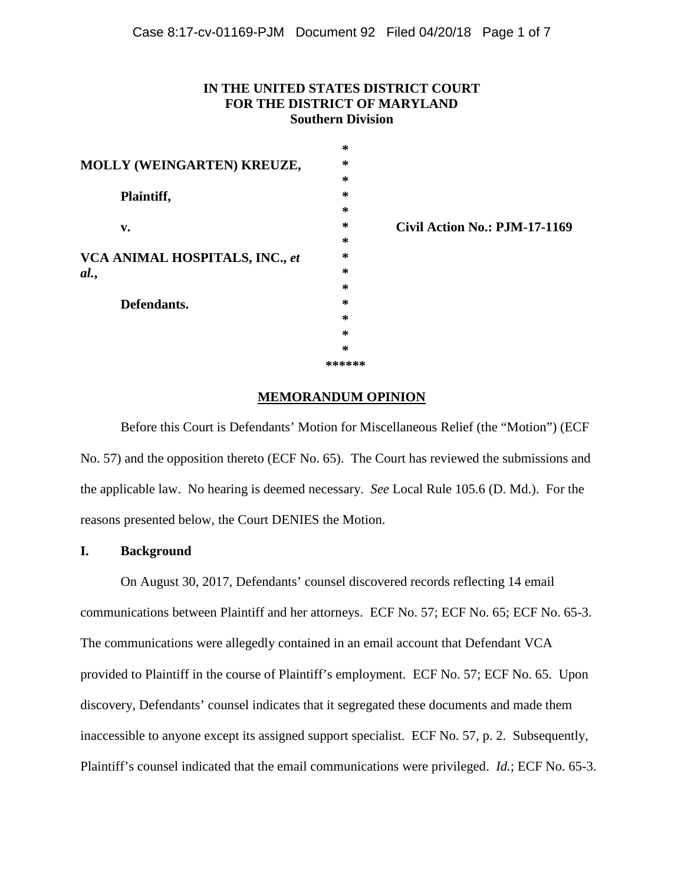**IN THE UNITED STATES DISTRICT COURT**
**FOR THE DISTRICT OF MARYLAND**
**Southern Division**

| | | |
|---|---|---|
| **MOLLY (WEINGARTEN) KREUZE,** | * | |
| **Plaintiff,** | * | |
| **v.** | * | **Civil Action No.: PJM-17-1169** |
| **VCA ANIMAL HOSPITALS, INC., *et al.*,** | * | |
| **Defendants.** | * | |

******

## MEMORANDUM OPINION

Before this Court is Defendants' Motion for Miscellaneous Relief (the "Motion") (ECF No. 57) and the opposition thereto (ECF No. 65). The Court has reviewed the submissions and the applicable law. No hearing is deemed necessary. *See* Local Rule 105.6 (D. Md.). For the reasons presented below, the Court DENIES the Motion.

### I. Background

On August 30, 2017, Defendants' counsel discovered records reflecting 14 email communications between Plaintiff and her attorneys. ECF No. 57; ECF No. 65; ECF No. 65-3. The communications were allegedly contained in an email account that Defendant VCA provided to Plaintiff in the course of Plaintiff's employment. ECF No. 57; ECF No. 65. Upon discovery, Defendants' counsel indicates that it segregated these documents and made them inaccessible to anyone except its assigned support specialist. ECF No. 57, p. 2. Subsequently, Plaintiff's counsel indicated that the email communications were privileged. *Id.*; ECF No. 65-3.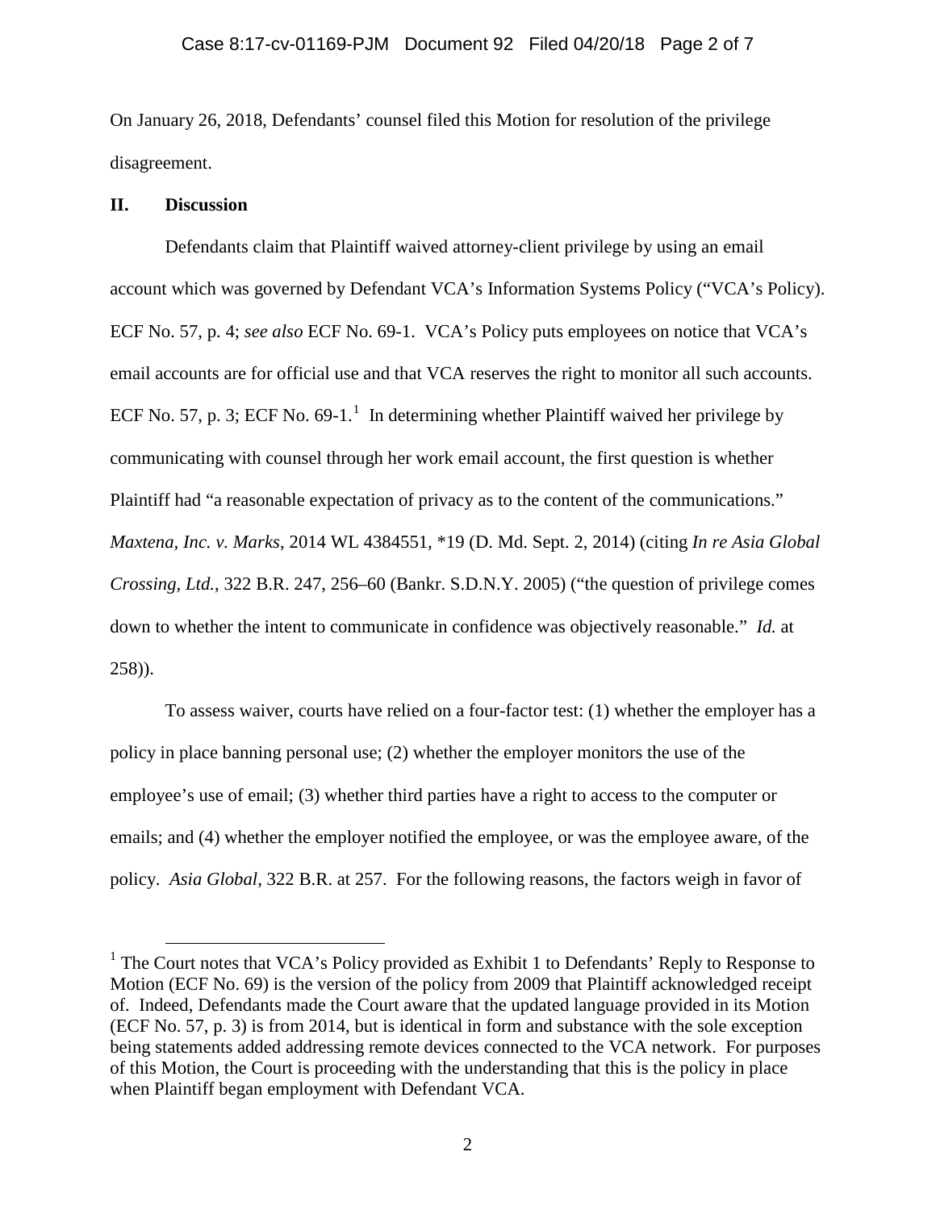On January 26, 2018, Defendants' counsel filed this Motion for resolution of the privilege disagreement.

## II. Discussion

Defendants claim that Plaintiff waived attorney-client privilege by using an email account which was governed by Defendant VCA's Information Systems Policy ("VCA's Policy). ECF No. 57, p. 4; *see also* ECF No. 69-1. VCA's Policy puts employees on notice that VCA's email accounts are for official use and that VCA reserves the right to monitor all such accounts. ECF No. 57, p. 3; ECF No. 69-1.[1] In determining whether Plaintiff waived her privilege by communicating with counsel through her work email account, the first question is whether Plaintiff had "a reasonable expectation of privacy as to the content of the communications." *Maxtena, Inc. v. Marks*, 2014 WL 4384551, *19 (D. Md. Sept. 2, 2014) (citing *In re Asia Global Crossing, Ltd.*, 322 B.R. 247, 256–60 (Bankr. S.D.N.Y. 2005) ("the question of privilege comes down to whether the intent to communicate in confidence was objectively reasonable." *Id.* at 258)).

To assess waiver, courts have relied on a four-factor test: (1) whether the employer has a policy in place banning personal use; (2) whether the employer monitors the use of the employee's use of email; (3) whether third parties have a right to access to the computer or emails; and (4) whether the employer notified the employee, or was the employee aware, of the policy. *Asia Global*, 322 B.R. at 257. For the following reasons, the factors weigh in favor of

[1] The Court notes that VCA's Policy provided as Exhibit 1 to Defendants' Reply to Response to Motion (ECF No. 69) is the version of the policy from 2009 that Plaintiff acknowledged receipt of. Indeed, Defendants made the Court aware that the updated language provided in its Motion (ECF No. 57, p. 3) is from 2014, but is identical in form and substance with the sole exception being statements added addressing remote devices connected to the VCA network. For purposes of this Motion, the Court is proceeding with the understanding that this is the policy in place when Plaintiff began employment with Defendant VCA.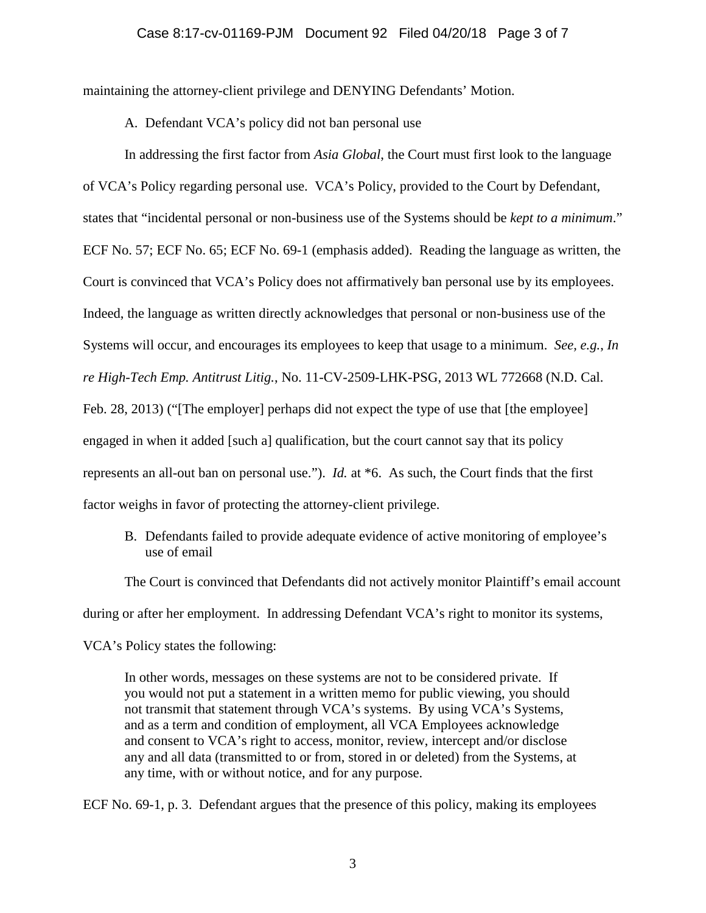maintaining the attorney-client privilege and DENYING Defendants' Motion.

A. Defendant VCA's policy did not ban personal use

In addressing the first factor from *Asia Global*, the Court must first look to the language of VCA's Policy regarding personal use. VCA's Policy, provided to the Court by Defendant, states that "incidental personal or non-business use of the Systems should be *kept to a minimum*." ECF No. 57; ECF No. 65; ECF No. 69-1 (emphasis added). Reading the language as written, the Court is convinced that VCA's Policy does not affirmatively ban personal use by its employees. Indeed, the language as written directly acknowledges that personal or non-business use of the Systems will occur, and encourages its employees to keep that usage to a minimum. *See, e.g.*, *In re High-Tech Emp. Antitrust Litig.*, No. 11-CV-2509-LHK-PSG, 2013 WL 772668 (N.D. Cal. Feb. 28, 2013) ("[The employer] perhaps did not expect the type of use that [the employee] engaged in when it added [such a] qualification, but the court cannot say that its policy represents an all-out ban on personal use."). *Id.* at *6. As such, the Court finds that the first factor weighs in favor of protecting the attorney-client privilege.

B. Defendants failed to provide adequate evidence of active monitoring of employee's use of email

The Court is convinced that Defendants did not actively monitor Plaintiff's email account during or after her employment. In addressing Defendant VCA's right to monitor its systems, VCA's Policy states the following:

> In other words, messages on these systems are not to be considered private. If you would not put a statement in a written memo for public viewing, you should not transmit that statement through VCA's systems. By using VCA's Systems, and as a term and condition of employment, all VCA Employees acknowledge and consent to VCA's right to access, monitor, review, intercept and/or disclose any and all data (transmitted to or from, stored in or deleted) from the Systems, at any time, with or without notice, and for any purpose.

ECF No. 69-1, p. 3. Defendant argues that the presence of this policy, making its employees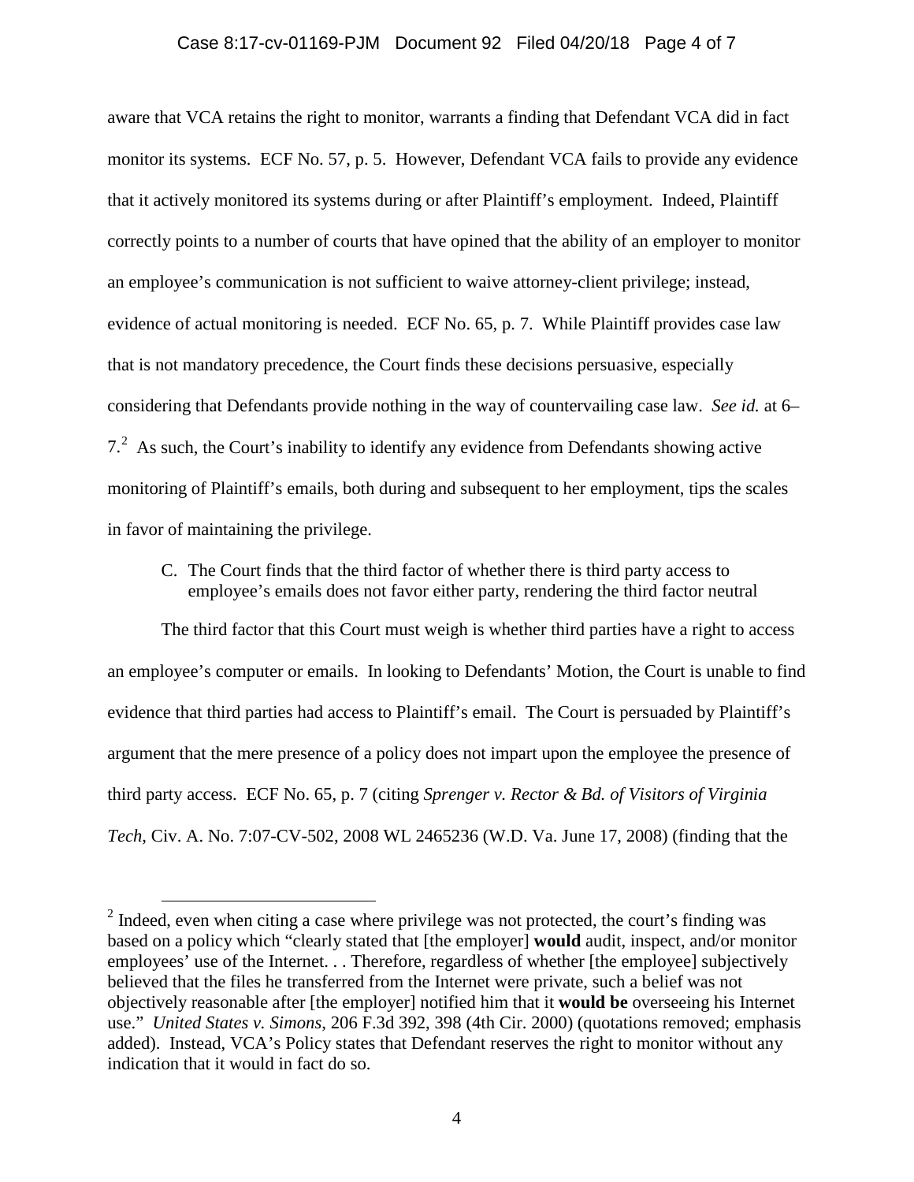aware that VCA retains the right to monitor, warrants a finding that Defendant VCA did in fact monitor its systems. ECF No. 57, p. 5. However, Defendant VCA fails to provide any evidence that it actively monitored its systems during or after Plaintiff's employment. Indeed, Plaintiff correctly points to a number of courts that have opined that the ability of an employer to monitor an employee's communication is not sufficient to waive attorney-client privilege; instead, evidence of actual monitoring is needed. ECF No. 65, p. 7. While Plaintiff provides case law that is not mandatory precedence, the Court finds these decisions persuasive, especially considering that Defendants provide nothing in the way of countervailing case law. *See id.* at 6–7.[2] As such, the Court's inability to identify any evidence from Defendants showing active monitoring of Plaintiff's emails, both during and subsequent to her employment, tips the scales in favor of maintaining the privilege.

C. The Court finds that the third factor of whether there is third party access to employee's emails does not favor either party, rendering the third factor neutral

The third factor that this Court must weigh is whether third parties have a right to access an employee's computer or emails. In looking to Defendants' Motion, the Court is unable to find evidence that third parties had access to Plaintiff's email. The Court is persuaded by Plaintiff's argument that the mere presence of a policy does not impart upon the employee the presence of third party access. ECF No. 65, p. 7 (citing *Sprenger v. Rector & Bd. of Visitors of Virginia Tech*, Civ. A. No. 7:07-CV-502, 2008 WL 2465236 (W.D. Va. June 17, 2008) (finding that the

---

[2] Indeed, even when citing a case where privilege was not protected, the court's finding was based on a policy which "clearly stated that [the employer] **would** audit, inspect, and/or monitor employees' use of the Internet. . . Therefore, regardless of whether [the employee] subjectively believed that the files he transferred from the Internet were private, such a belief was not objectively reasonable after [the employer] notified him that it **would be** overseeing his Internet use." *United States v. Simons*, 206 F.3d 392, 398 (4th Cir. 2000) (quotations removed; emphasis added). Instead, VCA's Policy states that Defendant reserves the right to monitor without any indication that it would in fact do so.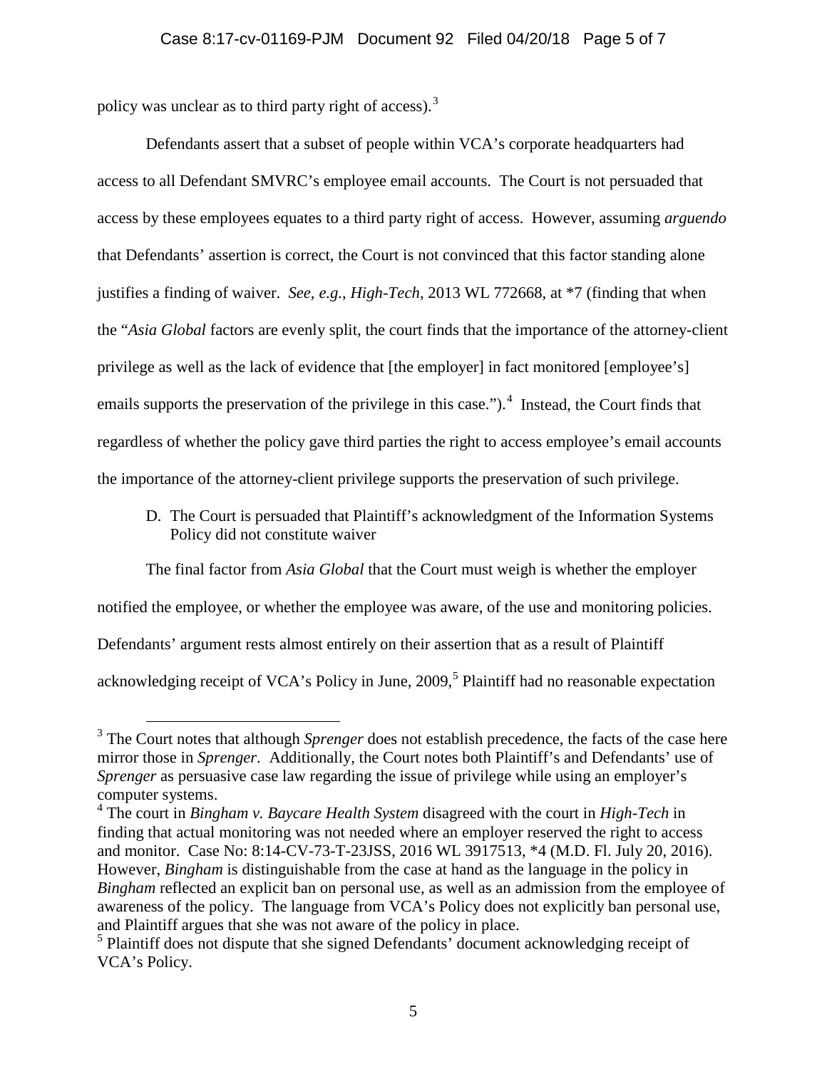policy was unclear as to third party right of access).[3]

Defendants assert that a subset of people within VCA's corporate headquarters had access to all Defendant SMVRC's employee email accounts. The Court is not persuaded that access by these employees equates to a third party right of access. However, assuming *arguendo* that Defendants' assertion is correct, the Court is not convinced that this factor standing alone justifies a finding of waiver. *See, e.g.*, *High-Tech*, 2013 WL 772668, at *7 (finding that when the "*Asia Global* factors are evenly split, the court finds that the importance of the attorney-client privilege as well as the lack of evidence that [the employer] in fact monitored [employee's] emails supports the preservation of the privilege in this case.").[4] Instead, the Court finds that regardless of whether the policy gave third parties the right to access employee's email accounts the importance of the attorney-client privilege supports the preservation of such privilege.

D. The Court is persuaded that Plaintiff's acknowledgment of the Information Systems Policy did not constitute waiver

The final factor from *Asia Global* that the Court must weigh is whether the employer notified the employee, or whether the employee was aware, of the use and monitoring policies. Defendants' argument rests almost entirely on their assertion that as a result of Plaintiff acknowledging receipt of VCA's Policy in June, 2009,[5] Plaintiff had no reasonable expectation

---

[3] The Court notes that although *Sprenger* does not establish precedence, the facts of the case here mirror those in *Sprenger*. Additionally, the Court notes both Plaintiff's and Defendants' use of *Sprenger* as persuasive case law regarding the issue of privilege while using an employer's computer systems.

[4] The court in *Bingham v. Baycare Health System* disagreed with the court in *High-Tech* in finding that actual monitoring was not needed where an employer reserved the right to access and monitor. Case No: 8:14-CV-73-T-23JSS, 2016 WL 3917513, *4 (M.D. Fl. July 20, 2016). However, *Bingham* is distinguishable from the case at hand as the language in the policy in *Bingham* reflected an explicit ban on personal use, as well as an admission from the employee of awareness of the policy. The language from VCA's Policy does not explicitly ban personal use, and Plaintiff argues that she was not aware of the policy in place.

[5] Plaintiff does not dispute that she signed Defendants' document acknowledging receipt of VCA's Policy.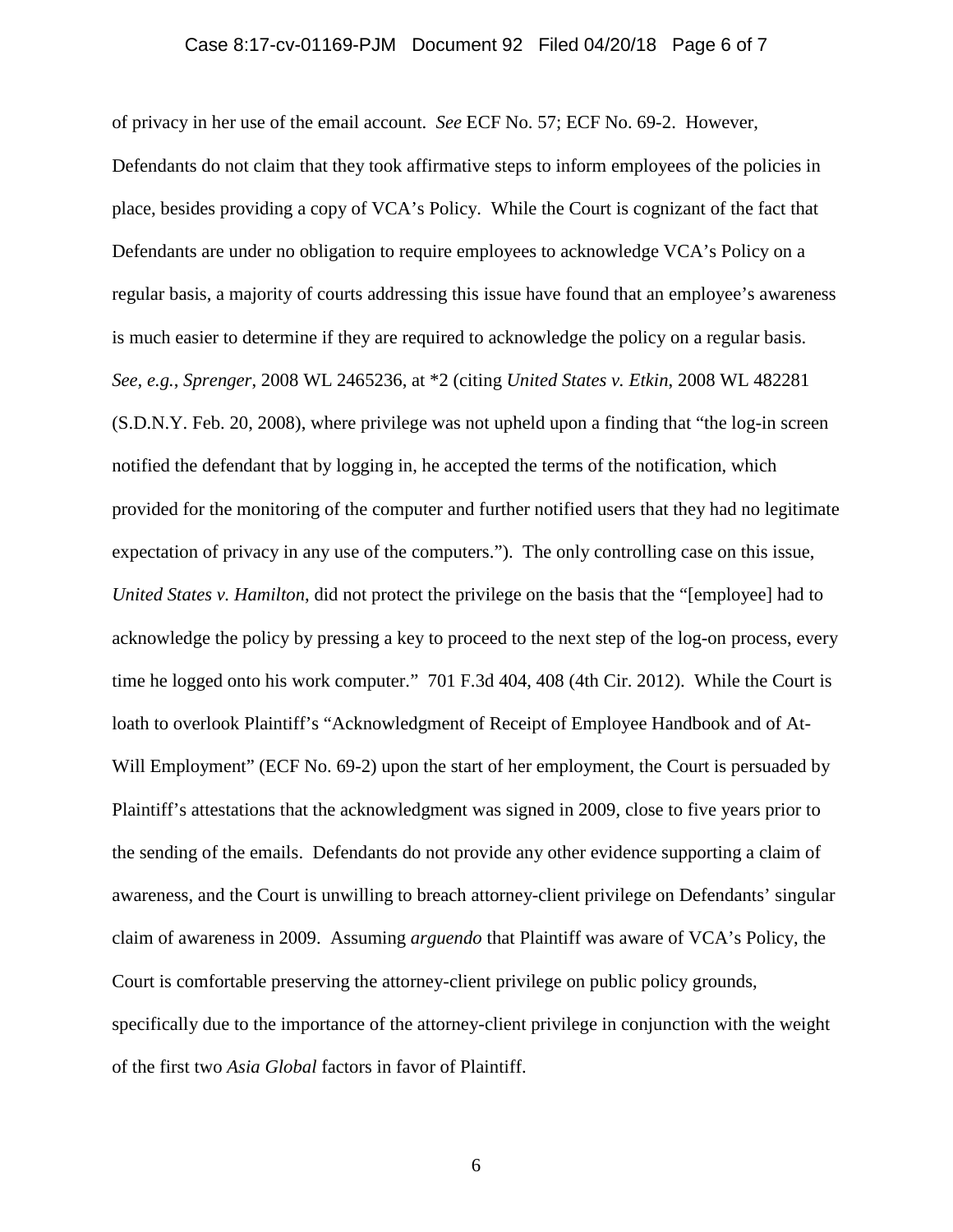of privacy in her use of the email account. *See* ECF No. 57; ECF No. 69-2. However, Defendants do not claim that they took affirmative steps to inform employees of the policies in place, besides providing a copy of VCA's Policy. While the Court is cognizant of the fact that Defendants are under no obligation to require employees to acknowledge VCA's Policy on a regular basis, a majority of courts addressing this issue have found that an employee's awareness is much easier to determine if they are required to acknowledge the policy on a regular basis. *See, e.g.*, *Sprenger*, 2008 WL 2465236, at *2 (citing *United States v. Etkin*, 2008 WL 482281 (S.D.N.Y. Feb. 20, 2008), where privilege was not upheld upon a finding that "the log-in screen notified the defendant that by logging in, he accepted the terms of the notification, which provided for the monitoring of the computer and further notified users that they had no legitimate expectation of privacy in any use of the computers."). The only controlling case on this issue, *United States v. Hamilton*, did not protect the privilege on the basis that the "[employee] had to acknowledge the policy by pressing a key to proceed to the next step of the log-on process, every time he logged onto his work computer." 701 F.3d 404, 408 (4th Cir. 2012). While the Court is loath to overlook Plaintiff's "Acknowledgment of Receipt of Employee Handbook and of At-Will Employment" (ECF No. 69-2) upon the start of her employment, the Court is persuaded by Plaintiff's attestations that the acknowledgment was signed in 2009, close to five years prior to the sending of the emails. Defendants do not provide any other evidence supporting a claim of awareness, and the Court is unwilling to breach attorney-client privilege on Defendants' singular claim of awareness in 2009. Assuming *arguendo* that Plaintiff was aware of VCA's Policy, the Court is comfortable preserving the attorney-client privilege on public policy grounds, specifically due to the importance of the attorney-client privilege in conjunction with the weight of the first two *Asia Global* factors in favor of Plaintiff.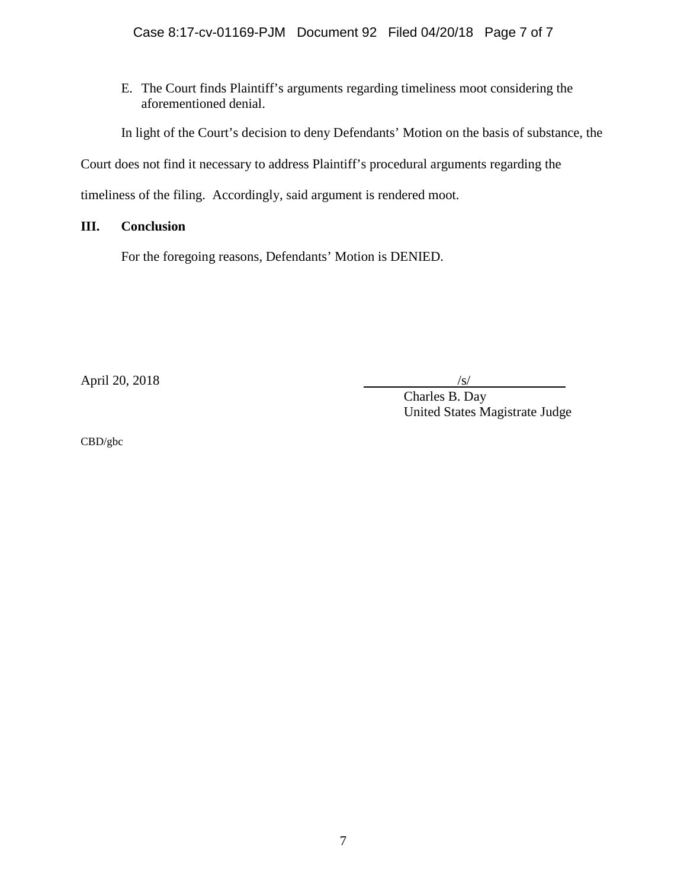E. The Court finds Plaintiff's arguments regarding timeliness moot considering the aforementioned denial.

In light of the Court's decision to deny Defendants' Motion on the basis of substance, the Court does not find it necessary to address Plaintiff's procedural arguments regarding the timeliness of the filing. Accordingly, said argument is rendered moot.

## III. Conclusion

For the foregoing reasons, Defendants' Motion is DENIED.

April 20, 2018

/s/

Charles B. Day
United States Magistrate Judge

CBD/gbc